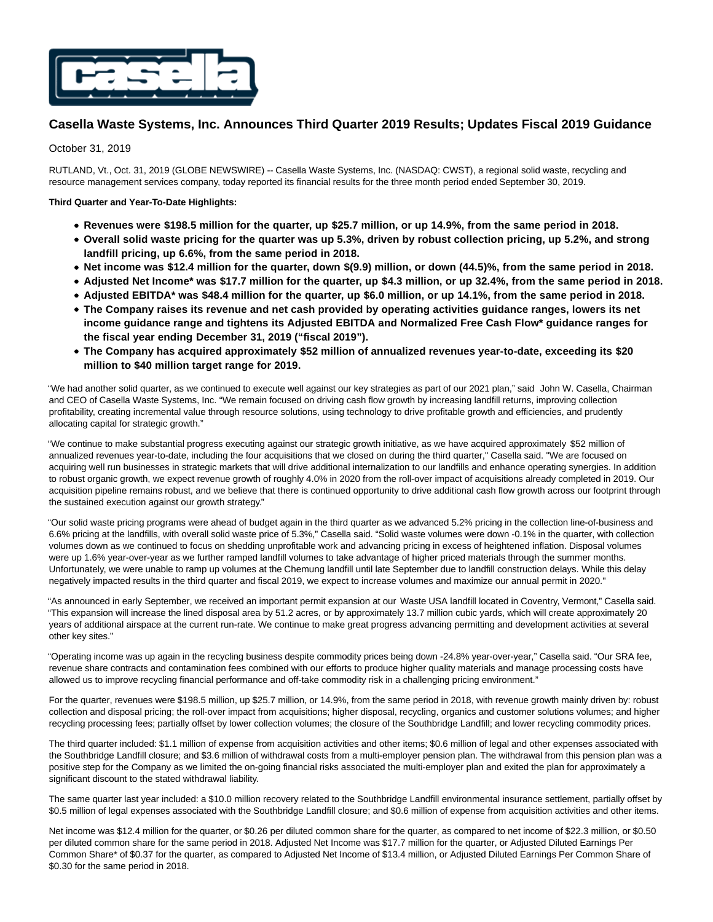# Casella Waste Systems, Inc. Announces Third Quarter 2019 Results; Updates Fiscal 2019 Guidance

October 31, 2019

RUTLAND, Vt., Oct. 31, 2019 (GLOBE NEWSWIRE) -- Casella Waste Systems, Inc. (NASDAQ: CWST), a regional solid waste, recycling and resource management services company, today reported its financial results for the three month period ended September 30, 2019.

**Third Quarter and Year-To-Date Highlights:**

- **Revenues were $198.5 million for the quarter, up $25.7 million, or up 14.9%, from the same period in 2018.**
- **Overall solid waste pricing for the quarter was up 5.3%, driven by robust collection pricing, up 5.2%, and strong landfill pricing, up 6.6%, from the same period in 2018.**
- **Net income was $12.4 million for the quarter, down $(9.9) million, or down (44.5)%, from the same period in 2018.**
- **Adjusted Net Income* was $17.7 million for the quarter, up $4.3 million, or up 32.4%, from the same period in 2018.**
- **Adjusted EBITDA* was $48.4 million for the quarter, up $6.0 million, or up 14.1%, from the same period in 2018.**
- **The Company raises its revenue and net cash provided by operating activities guidance ranges, lowers its net income guidance range and tightens its Adjusted EBITDA and Normalized Free Cash Flow* guidance ranges for the fiscal year ending December 31, 2019 ("fiscal 2019").**
- **The Company has acquired approximately $52 million of annualized revenues year-to-date, exceeding its $20 million to $40 million target range for 2019.**

"We had another solid quarter, as we continued to execute well against our key strategies as part of our 2021 plan," said John W. Casella, Chairman and CEO of Casella Waste Systems, Inc. "We remain focused on driving cash flow growth by increasing landfill returns, improving collection profitability, creating incremental value through resource solutions, using technology to drive profitable growth and efficiencies, and prudently allocating capital for strategic growth."

"We continue to make substantial progress executing against our strategic growth initiative, as we have acquired approximately $52 million of annualized revenues year-to-date, including the four acquisitions that we closed on during the third quarter," Casella said. "We are focused on acquiring well run businesses in strategic markets that will drive additional internalization to our landfills and enhance operating synergies. In addition to robust organic growth, we expect revenue growth of roughly 4.0% in 2020 from the roll-over impact of acquisitions already completed in 2019. Our acquisition pipeline remains robust, and we believe that there is continued opportunity to drive additional cash flow growth across our footprint through the sustained execution against our growth strategy."

"Our solid waste pricing programs were ahead of budget again in the third quarter as we advanced 5.2% pricing in the collection line-of-business and 6.6% pricing at the landfills, with overall solid waste price of 5.3%," Casella said. "Solid waste volumes were down -0.1% in the quarter, with collection volumes down as we continued to focus on shedding unprofitable work and advancing pricing in excess of heightened inflation. Disposal volumes were up 1.6% year-over-year as we further ramped landfill volumes to take advantage of higher priced materials through the summer months. Unfortunately, we were unable to ramp up volumes at the Chemung landfill until late September due to landfill construction delays. While this delay negatively impacted results in the third quarter and fiscal 2019, we expect to increase volumes and maximize our annual permit in 2020."

"As announced in early September, we received an important permit expansion at our Waste USA landfill located in Coventry, Vermont," Casella said. "This expansion will increase the lined disposal area by 51.2 acres, or by approximately 13.7 million cubic yards, which will create approximately 20 years of additional airspace at the current run-rate. We continue to make great progress advancing permitting and development activities at several other key sites."

"Operating income was up again in the recycling business despite commodity prices being down -24.8% year-over-year," Casella said. "Our SRA fee, revenue share contracts and contamination fees combined with our efforts to produce higher quality materials and manage processing costs have allowed us to improve recycling financial performance and off-take commodity risk in a challenging pricing environment."

For the quarter, revenues were $198.5 million, up $25.7 million, or 14.9%, from the same period in 2018, with revenue growth mainly driven by: robust collection and disposal pricing; the roll-over impact from acquisitions; higher disposal, recycling, organics and customer solutions volumes; and higher recycling processing fees; partially offset by lower collection volumes; the closure of the Southbridge Landfill; and lower recycling commodity prices.

The third quarter included: $1.1 million of expense from acquisition activities and other items; $0.6 million of legal and other expenses associated with the Southbridge Landfill closure; and $3.6 million of withdrawal costs from a multi-employer pension plan. The withdrawal from this pension plan was a positive step for the Company as we limited the on-going financial risks associated the multi-employer plan and exited the plan for approximately a significant discount to the stated withdrawal liability.

The same quarter last year included: a $10.0 million recovery related to the Southbridge Landfill environmental insurance settlement, partially offset by $0.5 million of legal expenses associated with the Southbridge Landfill closure; and $0.6 million of expense from acquisition activities and other items.

Net income was $12.4 million for the quarter, or $0.26 per diluted common share for the quarter, as compared to net income of $22.3 million, or $0.50 per diluted common share for the same period in 2018. Adjusted Net Income was $17.7 million for the quarter, or Adjusted Diluted Earnings Per Common Share* of $0.37 for the quarter, as compared to Adjusted Net Income of $13.4 million, or Adjusted Diluted Earnings Per Common Share of $0.30 for the same period in 2018.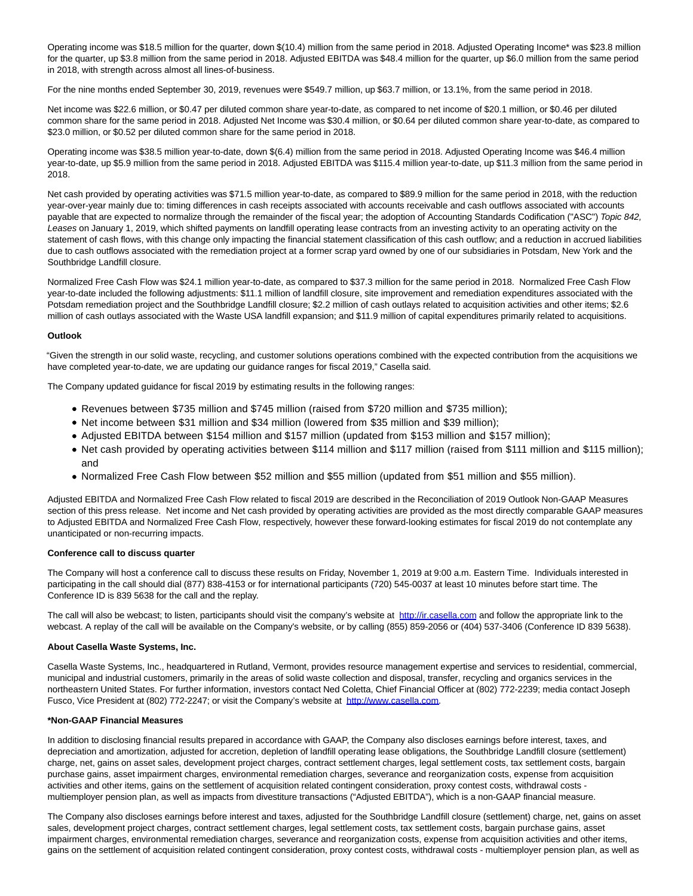Operating income was $18.5 million for the quarter, down $(10.4) million from the same period in 2018. Adjusted Operating Income* was $23.8 million for the quarter, up $3.8 million from the same period in 2018. Adjusted EBITDA was $48.4 million for the quarter, up $6.0 million from the same period in 2018, with strength across almost all lines-of-business.

For the nine months ended September 30, 2019, revenues were $549.7 million, up $63.7 million, or 13.1%, from the same period in 2018.

Net income was $22.6 million, or $0.47 per diluted common share year-to-date, as compared to net income of $20.1 million, or $0.46 per diluted common share for the same period in 2018. Adjusted Net Income was $30.4 million, or $0.64 per diluted common share year-to-date, as compared to $23.0 million, or $0.52 per diluted common share for the same period in 2018.

Operating income was $38.5 million year-to-date, down $(6.4) million from the same period in 2018. Adjusted Operating Income was $46.4 million year-to-date, up $5.9 million from the same period in 2018. Adjusted EBITDA was $115.4 million year-to-date, up $11.3 million from the same period in 2018.

Net cash provided by operating activities was $71.5 million year-to-date, as compared to $89.9 million for the same period in 2018, with the reduction year-over-year mainly due to: timing differences in cash receipts associated with accounts receivable and cash outflows associated with accounts payable that are expected to normalize through the remainder of the fiscal year; the adoption of Accounting Standards Codification ("ASC") *Topic 842, Leases* on January 1, 2019, which shifted payments on landfill operating lease contracts from an investing activity to an operating activity on the statement of cash flows, with this change only impacting the financial statement classification of this cash outflow; and a reduction in accrued liabilities due to cash outflows associated with the remediation project at a former scrap yard owned by one of our subsidiaries in Potsdam, New York and the Southbridge Landfill closure.

Normalized Free Cash Flow was $24.1 million year-to-date, as compared to $37.3 million for the same period in 2018. Normalized Free Cash Flow year-to-date included the following adjustments: $11.1 million of landfill closure, site improvement and remediation expenditures associated with the Potsdam remediation project and the Southbridge Landfill closure; $2.2 million of cash outlays related to acquisition activities and other items; $2.6 million of cash outlays associated with the Waste USA landfill expansion; and $11.9 million of capital expenditures primarily related to acquisitions.

**Outlook**

"Given the strength in our solid waste, recycling, and customer solutions operations combined with the expected contribution from the acquisitions we have completed year-to-date, we are updating our guidance ranges for fiscal 2019," Casella said.

The Company updated guidance for fiscal 2019 by estimating results in the following ranges:

- Revenues between $735 million and $745 million (raised from $720 million and $735 million);
- Net income between $31 million and $34 million (lowered from $35 million and $39 million);
- Adjusted EBITDA between $154 million and $157 million (updated from $153 million and $157 million);
- Net cash provided by operating activities between $114 million and $117 million (raised from $111 million and $115 million); and
- Normalized Free Cash Flow between $52 million and $55 million (updated from $51 million and $55 million).

Adjusted EBITDA and Normalized Free Cash Flow related to fiscal 2019 are described in the Reconciliation of 2019 Outlook Non-GAAP Measures section of this press release. Net income and Net cash provided by operating activities are provided as the most directly comparable GAAP measures to Adjusted EBITDA and Normalized Free Cash Flow, respectively, however these forward-looking estimates for fiscal 2019 do not contemplate any unanticipated or non-recurring impacts.

**Conference call to discuss quarter**

The Company will host a conference call to discuss these results on Friday, November 1, 2019 at 9:00 a.m. Eastern Time. Individuals interested in participating in the call should dial (877) 838-4153 or for international participants (720) 545-0037 at least 10 minutes before start time. The Conference ID is 839 5638 for the call and the replay.

The call will also be webcast; to listen, participants should visit the company's website at http://ir.casella.com and follow the appropriate link to the webcast. A replay of the call will be available on the Company's website, or by calling (855) 859-2056 or (404) 537-3406 (Conference ID 839 5638).

**About Casella Waste Systems, Inc.**

Casella Waste Systems, Inc., headquartered in Rutland, Vermont, provides resource management expertise and services to residential, commercial, municipal and industrial customers, primarily in the areas of solid waste collection and disposal, transfer, recycling and organics services in the northeastern United States. For further information, investors contact Ned Coletta, Chief Financial Officer at (802) 772-2239; media contact Joseph Fusco, Vice President at (802) 772-2247; or visit the Company's website at http://www.casella.com.

**\*Non-GAAP Financial Measures**

In addition to disclosing financial results prepared in accordance with GAAP, the Company also discloses earnings before interest, taxes, and depreciation and amortization, adjusted for accretion, depletion of landfill operating lease obligations, the Southbridge Landfill closure (settlement) charge, net, gains on asset sales, development project charges, contract settlement charges, legal settlement costs, tax settlement costs, bargain purchase gains, asset impairment charges, environmental remediation charges, severance and reorganization costs, expense from acquisition activities and other items, gains on the settlement of acquisition related contingent consideration, proxy contest costs, withdrawal costs - multiemployer pension plan, as well as impacts from divestiture transactions ("Adjusted EBITDA"), which is a non-GAAP financial measure.

The Company also discloses earnings before interest and taxes, adjusted for the Southbridge Landfill closure (settlement) charge, net, gains on asset sales, development project charges, contract settlement charges, legal settlement costs, tax settlement costs, bargain purchase gains, asset impairment charges, environmental remediation charges, severance and reorganization costs, expense from acquisition activities and other items, gains on the settlement of acquisition related contingent consideration, proxy contest costs, withdrawal costs - multiemployer pension plan, as well as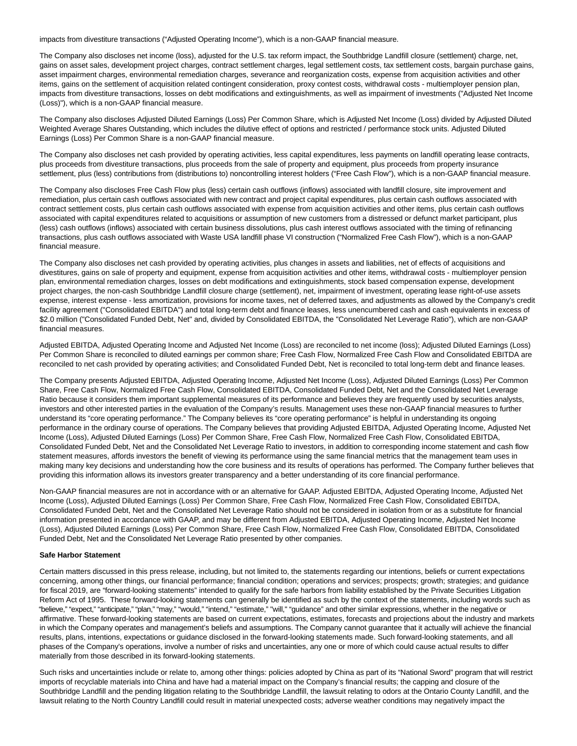impacts from divestiture transactions ("Adjusted Operating Income"), which is a non-GAAP financial measure.

The Company also discloses net income (loss), adjusted for the U.S. tax reform impact, the Southbridge Landfill closure (settlement) charge, net, gains on asset sales, development project charges, contract settlement charges, legal settlement costs, tax settlement costs, bargain purchase gains, asset impairment charges, environmental remediation charges, severance and reorganization costs, expense from acquisition activities and other items, gains on the settlement of acquisition related contingent consideration, proxy contest costs, withdrawal costs - multiemployer pension plan, impacts from divestiture transactions, losses on debt modifications and extinguishments, as well as impairment of investments ("Adjusted Net Income (Loss)"), which is a non-GAAP financial measure.

The Company also discloses Adjusted Diluted Earnings (Loss) Per Common Share, which is Adjusted Net Income (Loss) divided by Adjusted Diluted Weighted Average Shares Outstanding, which includes the dilutive effect of options and restricted / performance stock units. Adjusted Diluted Earnings (Loss) Per Common Share is a non-GAAP financial measure.

The Company also discloses net cash provided by operating activities, less capital expenditures, less payments on landfill operating lease contracts, plus proceeds from divestiture transactions, plus proceeds from the sale of property and equipment, plus proceeds from property insurance settlement, plus (less) contributions from (distributions to) noncontrolling interest holders ("Free Cash Flow"), which is a non-GAAP financial measure.

The Company also discloses Free Cash Flow plus (less) certain cash outflows (inflows) associated with landfill closure, site improvement and remediation, plus certain cash outflows associated with new contract and project capital expenditures, plus certain cash outflows associated with contract settlement costs, plus certain cash outflows associated with expense from acquisition activities and other items, plus certain cash outflows associated with capital expenditures related to acquisitions or assumption of new customers from a distressed or defunct market participant, plus (less) cash outflows (inflows) associated with certain business dissolutions, plus cash interest outflows associated with the timing of refinancing transactions, plus cash outflows associated with Waste USA landfill phase VI construction ("Normalized Free Cash Flow"), which is a non-GAAP financial measure.

The Company also discloses net cash provided by operating activities, plus changes in assets and liabilities, net of effects of acquisitions and divestitures, gains on sale of property and equipment, expense from acquisition activities and other items, withdrawal costs - multiemployer pension plan, environmental remediation charges, losses on debt modifications and extinguishments, stock based compensation expense, development project charges, the non-cash Southbridge Landfill closure charge (settlement), net, impairment of investment, operating lease right-of-use assets expense, interest expense - less amortization, provisions for income taxes, net of deferred taxes, and adjustments as allowed by the Company's credit facility agreement ("Consolidated EBITDA") and total long-term debt and finance leases, less unencumbered cash and cash equivalents in excess of $2.0 million ("Consolidated Funded Debt, Net" and, divided by Consolidated EBITDA, the "Consolidated Net Leverage Ratio"), which are non-GAAP financial measures.

Adjusted EBITDA, Adjusted Operating Income and Adjusted Net Income (Loss) are reconciled to net income (loss); Adjusted Diluted Earnings (Loss) Per Common Share is reconciled to diluted earnings per common share; Free Cash Flow, Normalized Free Cash Flow and Consolidated EBITDA are reconciled to net cash provided by operating activities; and Consolidated Funded Debt, Net is reconciled to total long-term debt and finance leases.

The Company presents Adjusted EBITDA, Adjusted Operating Income, Adjusted Net Income (Loss), Adjusted Diluted Earnings (Loss) Per Common Share, Free Cash Flow, Normalized Free Cash Flow, Consolidated EBITDA, Consolidated Funded Debt, Net and the Consolidated Net Leverage Ratio because it considers them important supplemental measures of its performance and believes they are frequently used by securities analysts, investors and other interested parties in the evaluation of the Company's results. Management uses these non-GAAP financial measures to further understand its "core operating performance." The Company believes its "core operating performance" is helpful in understanding its ongoing performance in the ordinary course of operations. The Company believes that providing Adjusted EBITDA, Adjusted Operating Income, Adjusted Net Income (Loss), Adjusted Diluted Earnings (Loss) Per Common Share, Free Cash Flow, Normalized Free Cash Flow, Consolidated EBITDA, Consolidated Funded Debt, Net and the Consolidated Net Leverage Ratio to investors, in addition to corresponding income statement and cash flow statement measures, affords investors the benefit of viewing its performance using the same financial metrics that the management team uses in making many key decisions and understanding how the core business and its results of operations has performed. The Company further believes that providing this information allows its investors greater transparency and a better understanding of its core financial performance.

Non-GAAP financial measures are not in accordance with or an alternative for GAAP. Adjusted EBITDA, Adjusted Operating Income, Adjusted Net Income (Loss), Adjusted Diluted Earnings (Loss) Per Common Share, Free Cash Flow, Normalized Free Cash Flow, Consolidated EBITDA, Consolidated Funded Debt, Net and the Consolidated Net Leverage Ratio should not be considered in isolation from or as a substitute for financial information presented in accordance with GAAP, and may be different from Adjusted EBITDA, Adjusted Operating Income, Adjusted Net Income (Loss), Adjusted Diluted Earnings (Loss) Per Common Share, Free Cash Flow, Normalized Free Cash Flow, Consolidated EBITDA, Consolidated Funded Debt, Net and the Consolidated Net Leverage Ratio presented by other companies.

**Safe Harbor Statement**

Certain matters discussed in this press release, including, but not limited to, the statements regarding our intentions, beliefs or current expectations concerning, among other things, our financial performance; financial condition; operations and services; prospects; growth; strategies; and guidance for fiscal 2019, are "forward-looking statements" intended to qualify for the safe harbors from liability established by the Private Securities Litigation Reform Act of 1995. These forward-looking statements can generally be identified as such by the context of the statements, including words such as "believe," "expect," "anticipate," "plan," "may," "would," "intend," "estimate," "will," "guidance" and other similar expressions, whether in the negative or affirmative. These forward-looking statements are based on current expectations, estimates, forecasts and projections about the industry and markets in which the Company operates and management's beliefs and assumptions. The Company cannot guarantee that it actually will achieve the financial results, plans, intentions, expectations or guidance disclosed in the forward-looking statements made. Such forward-looking statements, and all phases of the Company's operations, involve a number of risks and uncertainties, any one or more of which could cause actual results to differ materially from those described in its forward-looking statements.

Such risks and uncertainties include or relate to, among other things: policies adopted by China as part of its "National Sword" program that will restrict imports of recyclable materials into China and have had a material impact on the Company's financial results; the capping and closure of the Southbridge Landfill and the pending litigation relating to the Southbridge Landfill, the lawsuit relating to odors at the Ontario County Landfill, and the lawsuit relating to the North Country Landfill could result in material unexpected costs; adverse weather conditions may negatively impact the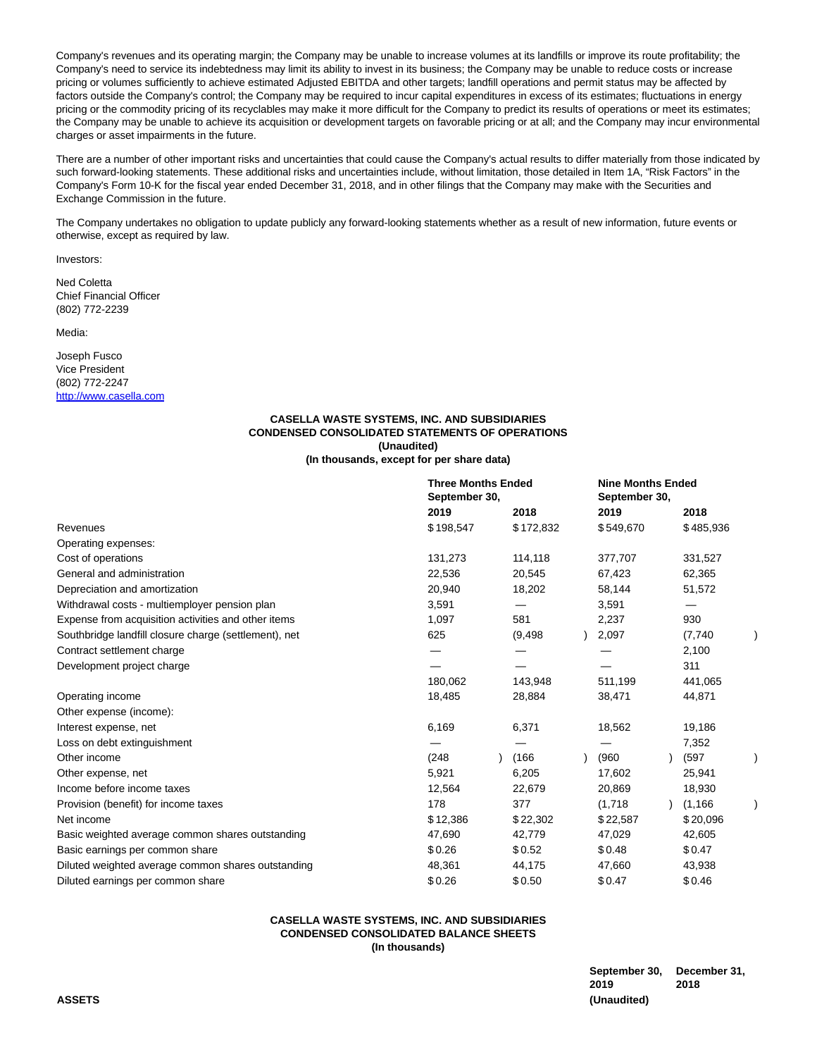Company's revenues and its operating margin; the Company may be unable to increase volumes at its landfills or improve its route profitability; the Company's need to service its indebtedness may limit its ability to invest in its business; the Company may be unable to reduce costs or increase pricing or volumes sufficiently to achieve estimated Adjusted EBITDA and other targets; landfill operations and permit status may be affected by factors outside the Company's control; the Company may be required to incur capital expenditures in excess of its estimates; fluctuations in energy pricing or the commodity pricing of its recyclables may make it more difficult for the Company to predict its results of operations or meet its estimates; the Company may be unable to achieve its acquisition or development targets on favorable pricing or at all; and the Company may incur environmental charges or asset impairments in the future.

There are a number of other important risks and uncertainties that could cause the Company's actual results to differ materially from those indicated by such forward-looking statements. These additional risks and uncertainties include, without limitation, those detailed in Item 1A, "Risk Factors" in the Company's Form 10-K for the fiscal year ended December 31, 2018, and in other filings that the Company may make with the Securities and Exchange Commission in the future.

The Company undertakes no obligation to update publicly any forward-looking statements whether as a result of new information, future events or otherwise, except as required by law.

Investors:

Ned Coletta
Chief Financial Officer
(802) 772-2239

Media:

Joseph Fusco
Vice President
(802) 772-2247
http://www.casella.com

**CASELLA WASTE SYSTEMS, INC. AND SUBSIDIARIES**
**CONDENSED CONSOLIDATED STATEMENTS OF OPERATIONS**
**(Unaudited)**
**(In thousands, except for per share data)**

| | Three Months Ended September 30, | | Nine Months Ended September 30, | |
|---|---|---|---|---|
| | 2019 | 2018 | 2019 | 2018 |
| Revenues | $198,547 | $172,832 | $549,670 | $485,936 |
| Operating expenses: | | | | |
| Cost of operations | 131,273 | 114,118 | 377,707 | 331,527 |
| General and administration | 22,536 | 20,545 | 67,423 | 62,365 |
| Depreciation and amortization | 20,940 | 18,202 | 58,144 | 51,572 |
| Withdrawal costs - multiemployer pension plan | 3,591 | — | 3,591 | — |
| Expense from acquisition activities and other items | 1,097 | 581 | 2,237 | 930 |
| Southbridge landfill closure charge (settlement), net | 625 | (9,498) | 2,097 | (7,740) |
| Contract settlement charge | — | — | — | 2,100 |
| Development project charge | — | — | — | 311 |
| | 180,062 | 143,948 | 511,199 | 441,065 |
| Operating income | 18,485 | 28,884 | 38,471 | 44,871 |
| Other expense (income): | | | | |
| Interest expense, net | 6,169 | 6,371 | 18,562 | 19,186 |
| Loss on debt extinguishment | — | — | — | 7,352 |
| Other income | (248) | (166) | (960) | (597) |
| Other expense, net | 5,921 | 6,205 | 17,602 | 25,941 |
| Income before income taxes | 12,564 | 22,679 | 20,869 | 18,930 |
| Provision (benefit) for income taxes | 178 | 377 | (1,718) | (1,166) |
| Net income | $12,386 | $22,302 | $22,587 | $20,096 |
| Basic weighted average common shares outstanding | 47,690 | 42,779 | 47,029 | 42,605 |
| Basic earnings per common share | $0.26 | $0.52 | $0.48 | $0.47 |
| Diluted weighted average common shares outstanding | 48,361 | 44,175 | 47,660 | 43,938 |
| Diluted earnings per common share | $0.26 | $0.50 | $0.47 | $0.46 |

**CASELLA WASTE SYSTEMS, INC. AND SUBSIDIARIES**
**CONDENSED CONSOLIDATED BALANCE SHEETS**
**(In thousands)**

| | September 30, 2019 | December 31, 2018 |
|---|---|---|
| **ASSETS** | **(Unaudited)** | |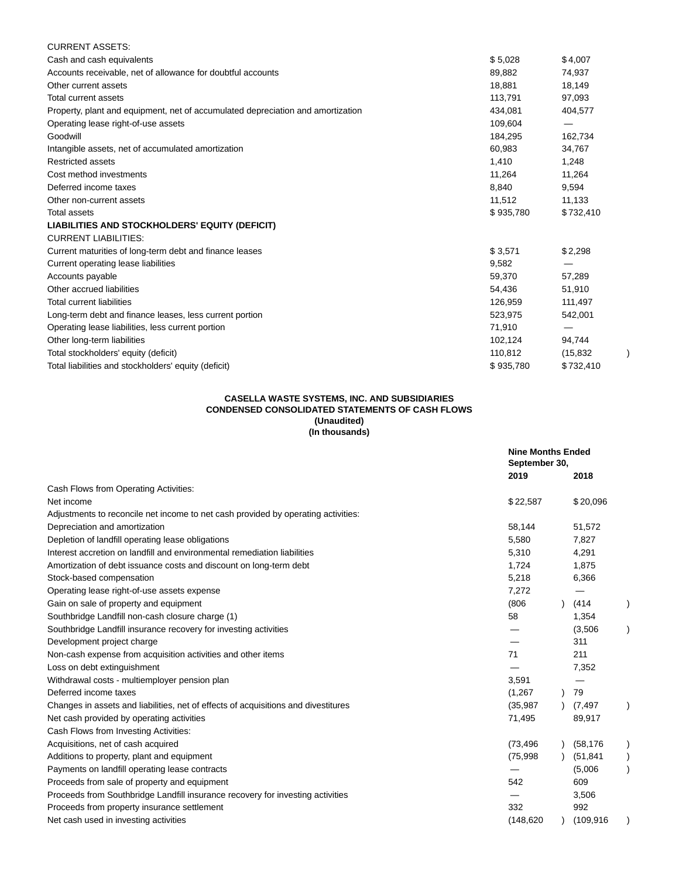| | | |
|---|---|---|
| CURRENT ASSETS: | | |
| Cash and cash equivalents | $ 5,028 | $ 4,007 |
| Accounts receivable, net of allowance for doubtful accounts | 89,882 | 74,937 |
| Other current assets | 18,881 | 18,149 |
| Total current assets | 113,791 | 97,093 |
| Property, plant and equipment, net of accumulated depreciation and amortization | 434,081 | 404,577 |
| Operating lease right-of-use assets | 109,604 | — |
| Goodwill | 184,295 | 162,734 |
| Intangible assets, net of accumulated amortization | 60,983 | 34,767 |
| Restricted assets | 1,410 | 1,248 |
| Cost method investments | 11,264 | 11,264 |
| Deferred income taxes | 8,840 | 9,594 |
| Other non-current assets | 11,512 | 11,133 |
| Total assets | $ 935,780 | $ 732,410 |
| **LIABILITIES AND STOCKHOLDERS' EQUITY (DEFICIT)** | | |
| CURRENT LIABILITIES: | | |
| Current maturities of long-term debt and finance leases | $ 3,571 | $ 2,298 |
| Current operating lease liabilities | 9,582 | — |
| Accounts payable | 59,370 | 57,289 |
| Other accrued liabilities | 54,436 | 51,910 |
| Total current liabilities | 126,959 | 111,497 |
| Long-term debt and finance leases, less current portion | 523,975 | 542,001 |
| Operating lease liabilities, less current portion | 71,910 | — |
| Other long-term liabilities | 102,124 | 94,744 |
| Total stockholders' equity (deficit) | 110,812 | (15,832) |
| Total liabilities and stockholders' equity (deficit) | $ 935,780 | $ 732,410 |

**CASELLA WASTE SYSTEMS, INC. AND SUBSIDIARIES**
**CONDENSED CONSOLIDATED STATEMENTS OF CASH FLOWS**
**(Unaudited)**
**(In thousands)**

| | Nine Months Ended September 30, | |
|---|---|---|
| | **2019** | **2018** |
| Cash Flows from Operating Activities: | | |
| Net income | $ 22,587 | $ 20,096 |
| Adjustments to reconcile net income to net cash provided by operating activities: | | |
| Depreciation and amortization | 58,144 | 51,572 |
| Depletion of landfill operating lease obligations | 5,580 | 7,827 |
| Interest accretion on landfill and environmental remediation liabilities | 5,310 | 4,291 |
| Amortization of debt issuance costs and discount on long-term debt | 1,724 | 1,875 |
| Stock-based compensation | 5,218 | 6,366 |
| Operating lease right-of-use assets expense | 7,272 | — |
| Gain on sale of property and equipment | (806) | (414) |
| Southbridge Landfill non-cash closure charge (1) | 58 | 1,354 |
| Southbridge Landfill insurance recovery for investing activities | — | (3,506) |
| Development project charge | — | 311 |
| Non-cash expense from acquisition activities and other items | 71 | 211 |
| Loss on debt extinguishment | — | 7,352 |
| Withdrawal costs - multiemployer pension plan | 3,591 | — |
| Deferred income taxes | (1,267) | 79 |
| Changes in assets and liabilities, net of effects of acquisitions and divestitures | (35,987) | (7,497) |
| Net cash provided by operating activities | 71,495 | 89,917 |
| Cash Flows from Investing Activities: | | |
| Acquisitions, net of cash acquired | (73,496) | (58,176) |
| Additions to property, plant and equipment | (75,998) | (51,841) |
| Payments on landfill operating lease contracts | — | (5,006) |
| Proceeds from sale of property and equipment | 542 | 609 |
| Proceeds from Southbridge Landfill insurance recovery for investing activities | — | 3,506 |
| Proceeds from property insurance settlement | 332 | 992 |
| Net cash used in investing activities | (148,620) | (109,916) |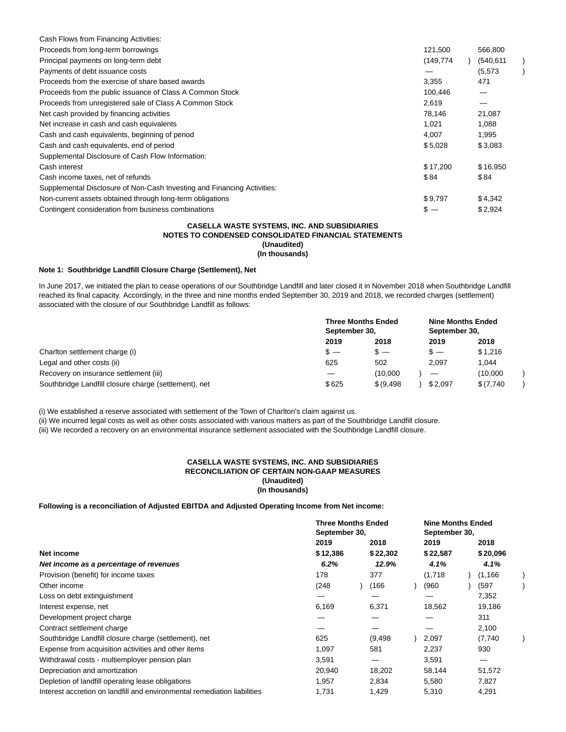| | | |
|---|---|---|
| Cash Flows from Financing Activities: | | |
| Proceeds from long-term borrowings | 121,500 | 566,800 |
| Principal payments on long-term debt | (149,774) | (540,611) |
| Payments of debt issuance costs | — | (5,573) |
| Proceeds from the exercise of share based awards | 3,355 | 471 |
| Proceeds from the public issuance of Class A Common Stock | 100,446 | — |
| Proceeds from unregistered sale of Class A Common Stock | 2,619 | — |
| Net cash provided by financing activities | 78,146 | 21,087 |
| Net increase in cash and cash equivalents | 1,021 | 1,088 |
| Cash and cash equivalents, beginning of period | 4,007 | 1,995 |
| Cash and cash equivalents, end of period | $ 5,028 | $ 3,083 |
| Supplemental Disclosure of Cash Flow Information: | | |
| Cash interest | $ 17,200 | $ 16,950 |
| Cash income taxes, net of refunds | $ 84 | $ 84 |
| Supplemental Disclosure of Non-Cash Investing and Financing Activities: | | |
| Non-current assets obtained through long-term obligations | $ 9,797 | $ 4,342 |
| Contingent consideration from business combinations | $ — | $ 2,924 |

**CASELLA WASTE SYSTEMS, INC. AND SUBSIDIARIES**
**NOTES TO CONDENSED CONSOLIDATED FINANCIAL STATEMENTS**
**(Unaudited)**
**(In thousands)**

**Note 1: Southbridge Landfill Closure Charge (Settlement), Net**

In June 2017, we initiated the plan to cease operations of our Southbridge Landfill and later closed it in November 2018 when Southbridge Landfill reached its final capacity. Accordingly, in the three and nine months ended September 30, 2019 and 2018, we recorded charges (settlement) associated with the closure of our Southbridge Landfill as follows:

| | Three Months Ended September 30, | | Nine Months Ended September 30, | |
|---|---|---|---|---|
| | 2019 | 2018 | 2019 | 2018 |
| Charlton settlement charge (i) | $ — | $ — | $ — | $ 1,216 |
| Legal and other costs (ii) | 625 | 502 | 2,097 | 1,044 |
| Recovery on insurance settlement (iii) | — | (10,000) | — | (10,000) |
| Southbridge Landfill closure charge (settlement), net | $ 625 | $ (9,498) | $ 2,097 | $ (7,740) |

(i) We established a reserve associated with settlement of the Town of Charlton's claim against us.

(ii) We incurred legal costs as well as other costs associated with various matters as part of the Southbridge Landfill closure.

(iii) We recorded a recovery on an environmental insurance settlement associated with the Southbridge Landfill closure.

**CASELLA WASTE SYSTEMS, INC. AND SUBSIDIARIES**
**RECONCILIATION OF CERTAIN NON-GAAP MEASURES**
**(Unaudited)**
**(In thousands)**

**Following is a reconciliation of Adjusted EBITDA and Adjusted Operating Income from Net income:**

| | Three Months Ended September 30, | | Nine Months Ended September 30, | |
|---|---|---|---|---|
| | 2019 | 2018 | 2019 | 2018 |
| **Net income** | **$ 12,386** | **$ 22,302** | **$ 22,587** | **$ 20,096** |
| ***Net income as a percentage of revenues*** | ***6.2%*** | ***12.9%*** | ***4.1%*** | ***4.1%*** |
| Provision (benefit) for income taxes | 178 | 377 | (1,718) | (1,166) |
| Other income | (248) | (166) | (960) | (597) |
| Loss on debt extinguishment | — | — | — | 7,352 |
| Interest expense, net | 6,169 | 6,371 | 18,562 | 19,186 |
| Development project charge | — | — | — | 311 |
| Contract settlement charge | — | — | — | 2,100 |
| Southbridge Landfill closure charge (settlement), net | 625 | (9,498) | 2,097 | (7,740) |
| Expense from acquisition activities and other items | 1,097 | 581 | 2,237 | 930 |
| Withdrawal costs - multiemployer pension plan | 3,591 | — | 3,591 | — |
| Depreciation and amortization | 20,940 | 18,202 | 58,144 | 51,572 |
| Depletion of landfill operating lease obligations | 1,957 | 2,834 | 5,580 | 7,827 |
| Interest accretion on landfill and environmental remediation liabilities | 1,731 | 1,429 | 5,310 | 4,291 |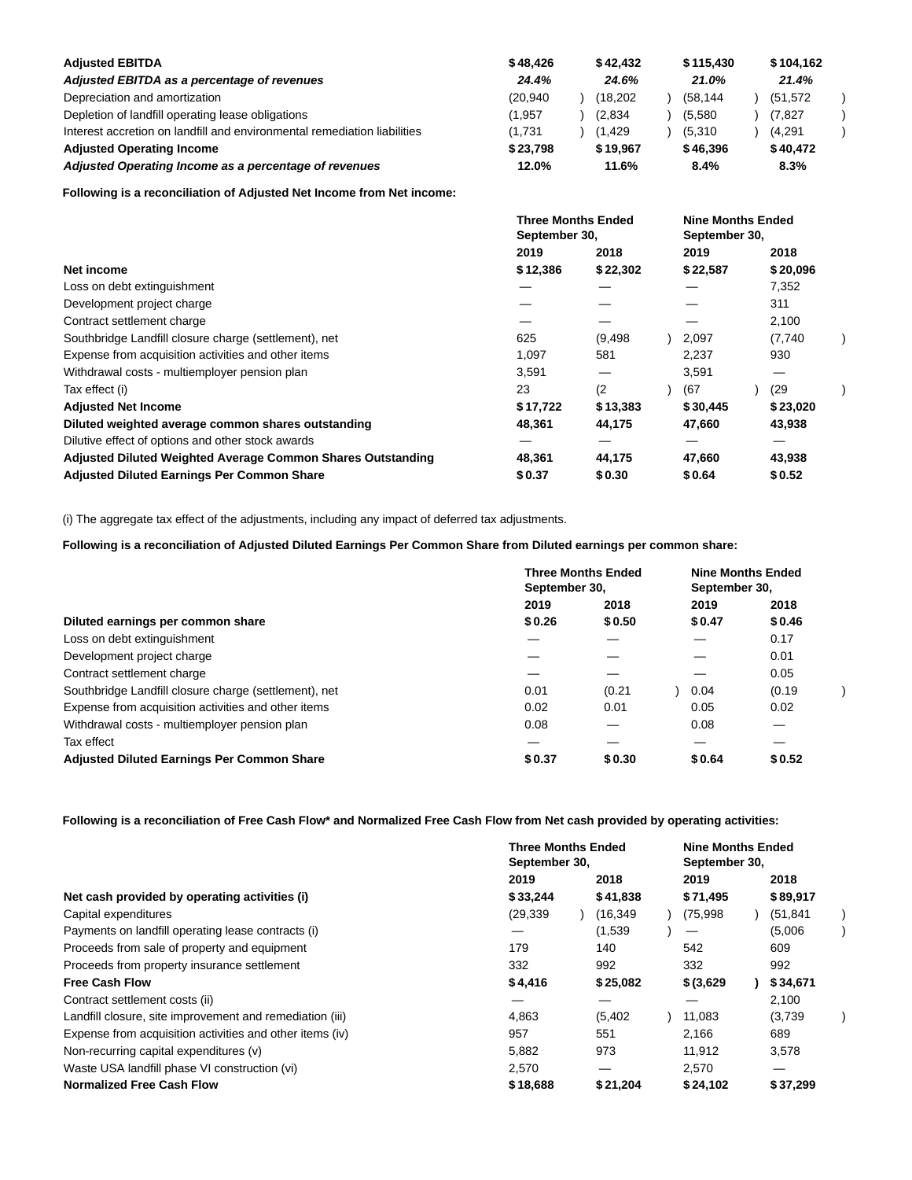| | | | | |
|---|---|---|---|---|
| **Adjusted EBITDA** | **$48,426** | **$42,432** | **$115,430** | **$104,162** |
| ***Adjusted EBITDA as a percentage of revenues*** | ***24.4%*** | ***24.6%*** | ***21.0%*** | ***21.4%*** |
| Depreciation and amortization | (20,940) | (18,202) | (58,144) | (51,572) |
| Depletion of landfill operating lease obligations | (1,957) | (2,834) | (5,580) | (7,827) |
| Interest accretion on landfill and environmental remediation liabilities | (1,731) | (1,429) | (5,310) | (4,291) |
| **Adjusted Operating Income** | **$23,798** | **$19,967** | **$46,396** | **$40,472** |
| ***Adjusted Operating Income as a percentage of revenues*** | ***12.0%*** | ***11.6%*** | ***8.4%*** | ***8.3%*** |

**Following is a reconciliation of Adjusted Net Income from Net income:**

| | Three Months Ended September 30, | | Nine Months Ended September 30, | |
|---|---|---|---|---|
| | 2019 | 2018 | 2019 | 2018 |
| **Net income** | **$12,386** | **$22,302** | **$22,587** | **$20,096** |
| Loss on debt extinguishment | — | — | — | 7,352 |
| Development project charge | — | — | — | 311 |
| Contract settlement charge | — | — | — | 2,100 |
| Southbridge Landfill closure charge (settlement), net | 625 | (9,498) | 2,097 | (7,740) |
| Expense from acquisition activities and other items | 1,097 | 581 | 2,237 | 930 |
| Withdrawal costs - multiemployer pension plan | 3,591 | — | 3,591 | — |
| Tax effect (i) | 23 | (2) | (67) | (29) |
| **Adjusted Net Income** | **$17,722** | **$13,383** | **$30,445** | **$23,020** |
| **Diluted weighted average common shares outstanding** | **48,361** | **44,175** | **47,660** | **43,938** |
| Dilutive effect of options and other stock awards | — | — | — | — |
| **Adjusted Diluted Weighted Average Common Shares Outstanding** | **48,361** | **44,175** | **47,660** | **43,938** |
| **Adjusted Diluted Earnings Per Common Share** | **$0.37** | **$0.30** | **$0.64** | **$0.52** |

(i) The aggregate tax effect of the adjustments, including any impact of deferred tax adjustments.

**Following is a reconciliation of Adjusted Diluted Earnings Per Common Share from Diluted earnings per common share:**

| | Three Months Ended September 30, | | Nine Months Ended September 30, | |
|---|---|---|---|---|
| | 2019 | 2018 | 2019 | 2018 |
| **Diluted earnings per common share** | **$0.26** | **$0.50** | **$0.47** | **$0.46** |
| Loss on debt extinguishment | — | — | — | 0.17 |
| Development project charge | — | — | — | 0.01 |
| Contract settlement charge | — | — | — | 0.05 |
| Southbridge Landfill closure charge (settlement), net | 0.01 | (0.21) | 0.04 | (0.19) |
| Expense from acquisition activities and other items | 0.02 | 0.01 | 0.05 | 0.02 |
| Withdrawal costs - multiemployer pension plan | 0.08 | — | 0.08 | — |
| Tax effect | — | — | — | — |
| **Adjusted Diluted Earnings Per Common Share** | **$0.37** | **$0.30** | **$0.64** | **$0.52** |

**Following is a reconciliation of Free Cash Flow* and Normalized Free Cash Flow from Net cash provided by operating activities:**

| | Three Months Ended September 30, | | Nine Months Ended September 30, | |
|---|---|---|---|---|
| | 2019 | 2018 | 2019 | 2018 |
| **Net cash provided by operating activities (i)** | **$33,244** | **$41,838** | **$71,495** | **$89,917** |
| Capital expenditures | (29,339) | (16,349) | (75,998) | (51,841) |
| Payments on landfill operating lease contracts (i) | — | (1,539) | — | (5,006) |
| Proceeds from sale of property and equipment | 179 | 140 | 542 | 609 |
| Proceeds from property insurance settlement | 332 | 992 | 332 | 992 |
| **Free Cash Flow** | **$4,416** | **$25,082** | **$(3,629)** | **$34,671** |
| Contract settlement costs (ii) | — | — | — | 2,100 |
| Landfill closure, site improvement and remediation (iii) | 4,863 | (5,402) | 11,083 | (3,739) |
| Expense from acquisition activities and other items (iv) | 957 | 551 | 2,166 | 689 |
| Non-recurring capital expenditures (v) | 5,882 | 973 | 11,912 | 3,578 |
| Waste USA landfill phase VI construction (vi) | 2,570 | — | 2,570 | — |
| **Normalized Free Cash Flow** | **$18,688** | **$21,204** | **$24,102** | **$37,299** |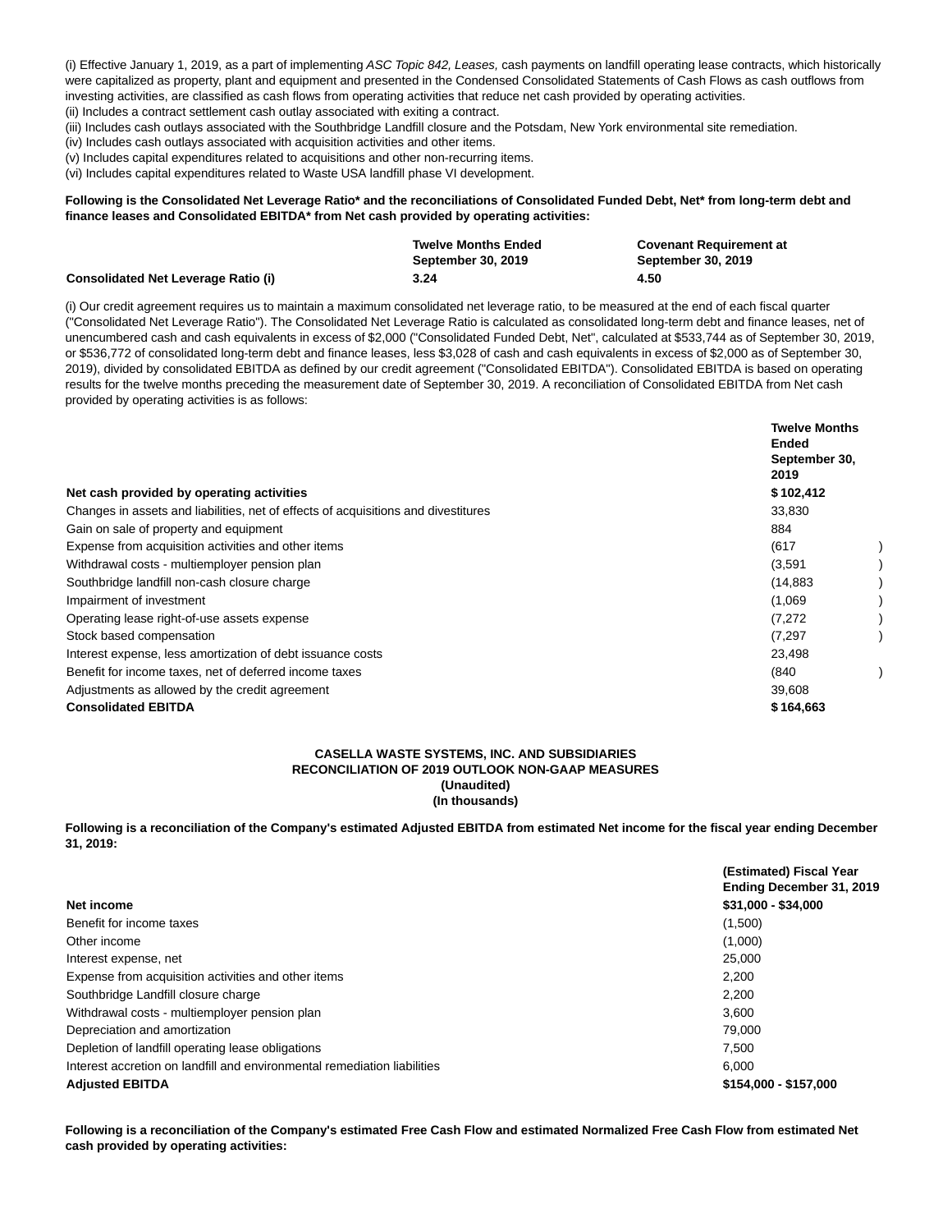(i) Effective January 1, 2019, as a part of implementing *ASC Topic 842, Leases,* cash payments on landfill operating lease contracts, which historically were capitalized as property, plant and equipment and presented in the Condensed Consolidated Statements of Cash Flows as cash outflows from investing activities, are classified as cash flows from operating activities that reduce net cash provided by operating activities.

(ii) Includes a contract settlement cash outlay associated with exiting a contract.

(iii) Includes cash outlays associated with the Southbridge Landfill closure and the Potsdam, New York environmental site remediation.

(iv) Includes cash outlays associated with acquisition activities and other items.

(v) Includes capital expenditures related to acquisitions and other non-recurring items.

(vi) Includes capital expenditures related to Waste USA landfill phase VI development.

**Following is the Consolidated Net Leverage Ratio* and the reconciliations of Consolidated Funded Debt, Net* from long-term debt and finance leases and Consolidated EBITDA* from Net cash provided by operating activities:**

| | Twelve Months Ended September 30, 2019 | Covenant Requirement at September 30, 2019 |
|---|---|---|
| **Consolidated Net Leverage Ratio (i)** | **3.24** | **4.50** |

(i) Our credit agreement requires us to maintain a maximum consolidated net leverage ratio, to be measured at the end of each fiscal quarter ("Consolidated Net Leverage Ratio"). The Consolidated Net Leverage Ratio is calculated as consolidated long-term debt and finance leases, net of unencumbered cash and cash equivalents in excess of $2,000 ("Consolidated Funded Debt, Net", calculated at $533,744 as of September 30, 2019, or $536,772 of consolidated long-term debt and finance leases, less $3,028 of cash and cash equivalents in excess of $2,000 as of September 30, 2019), divided by consolidated EBITDA as defined by our credit agreement ("Consolidated EBITDA"). Consolidated EBITDA is based on operating results for the twelve months preceding the measurement date of September 30, 2019. A reconciliation of Consolidated EBITDA from Net cash provided by operating activities is as follows:

| | Twelve Months Ended September 30, 2019 |
|---|---|
| **Net cash provided by operating activities** | **$ 102,412** |
| Changes in assets and liabilities, net of effects of acquisitions and divestitures | 33,830 |
| Gain on sale of property and equipment | 884 |
| Expense from acquisition activities and other items | (617) |
| Withdrawal costs - multiemployer pension plan | (3,591) |
| Southbridge landfill non-cash closure charge | (14,883) |
| Impairment of investment | (1,069) |
| Operating lease right-of-use assets expense | (7,272) |
| Stock based compensation | (7,297) |
| Interest expense, less amortization of debt issuance costs | 23,498 |
| Benefit for income taxes, net of deferred income taxes | (840) |
| Adjustments as allowed by the credit agreement | 39,608 |
| **Consolidated EBITDA** | **$ 164,663** |

**CASELLA WASTE SYSTEMS, INC. AND SUBSIDIARIES**
**RECONCILIATION OF 2019 OUTLOOK NON-GAAP MEASURES**
**(Unaudited)**
**(In thousands)**

**Following is a reconciliation of the Company's estimated Adjusted EBITDA from estimated Net income for the fiscal year ending December 31, 2019:**

| | (Estimated) Fiscal Year Ending December 31, 2019 |
|---|---|
| **Net income** | **$31,000 - $34,000** |
| Benefit for income taxes | (1,500) |
| Other income | (1,000) |
| Interest expense, net | 25,000 |
| Expense from acquisition activities and other items | 2,200 |
| Southbridge Landfill closure charge | 2,200 |
| Withdrawal costs - multiemployer pension plan | 3,600 |
| Depreciation and amortization | 79,000 |
| Depletion of landfill operating lease obligations | 7,500 |
| Interest accretion on landfill and environmental remediation liabilities | 6,000 |
| **Adjusted EBITDA** | **$154,000 - $157,000** |

**Following is a reconciliation of the Company's estimated Free Cash Flow and estimated Normalized Free Cash Flow from estimated Net cash provided by operating activities:**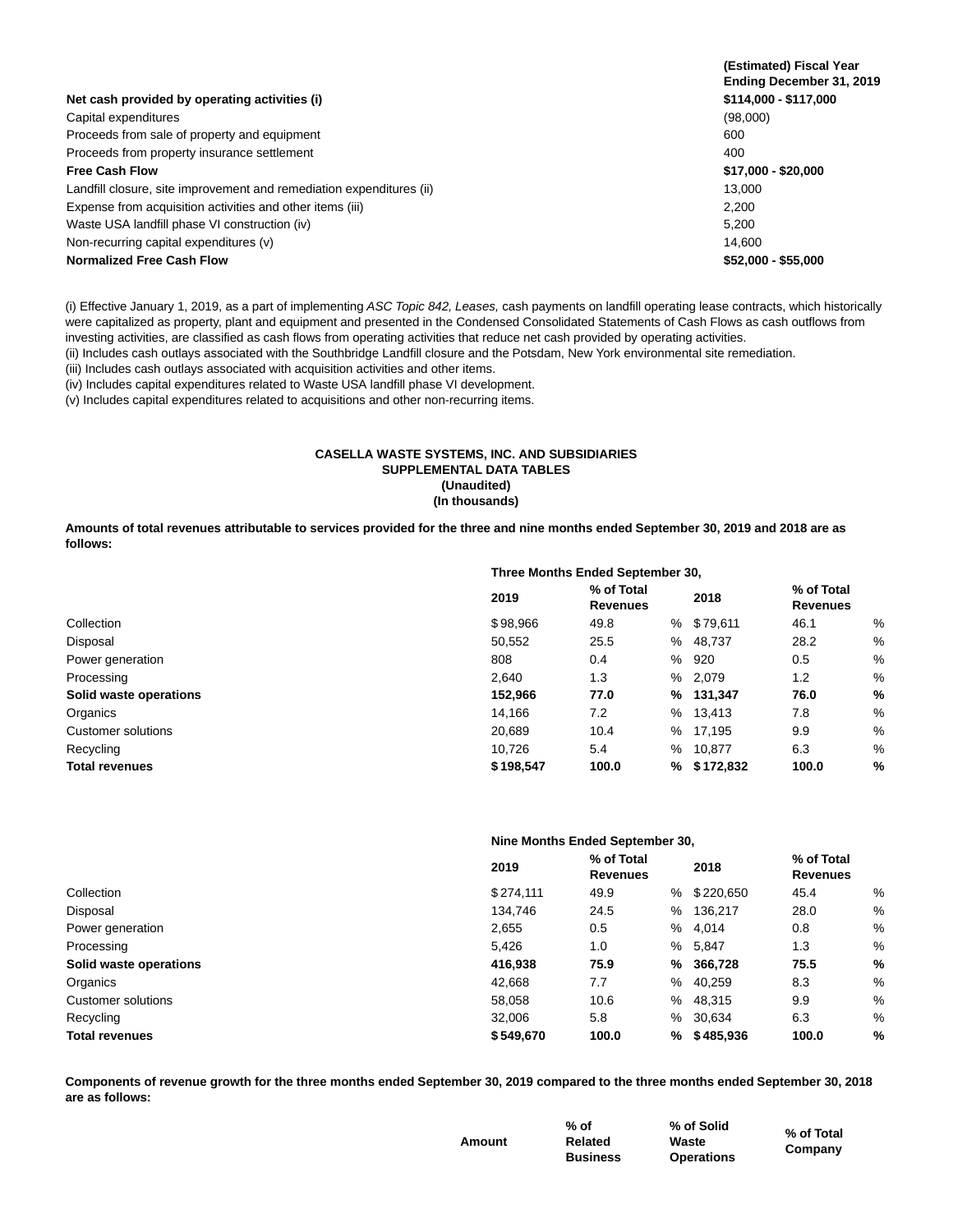| | (Estimated) Fiscal Year Ending December 31, 2019 |
|---|---|
| **Net cash provided by operating activities (i)** | **$114,000 - $117,000** |
| Capital expenditures | (98,000) |
| Proceeds from sale of property and equipment | 600 |
| Proceeds from property insurance settlement | 400 |
| **Free Cash Flow** | **$17,000 - $20,000** |
| Landfill closure, site improvement and remediation expenditures (ii) | 13,000 |
| Expense from acquisition activities and other items (iii) | 2,200 |
| Waste USA landfill phase VI construction (iv) | 5,200 |
| Non-recurring capital expenditures (v) | 14,600 |
| **Normalized Free Cash Flow** | **$52,000 - $55,000** |

(i) Effective January 1, 2019, as a part of implementing *ASC Topic 842, Leases,* cash payments on landfill operating lease contracts, which historically were capitalized as property, plant and equipment and presented in the Condensed Consolidated Statements of Cash Flows as cash outflows from investing activities, are classified as cash flows from operating activities that reduce net cash provided by operating activities.
(ii) Includes cash outlays associated with the Southbridge Landfill closure and the Potsdam, New York environmental site remediation.
(iii) Includes cash outlays associated with acquisition activities and other items.
(iv) Includes capital expenditures related to Waste USA landfill phase VI development.
(v) Includes capital expenditures related to acquisitions and other non-recurring items.

**CASELLA WASTE SYSTEMS, INC. AND SUBSIDIARIES**
**SUPPLEMENTAL DATA TABLES**
**(Unaudited)**
**(In thousands)**

**Amounts of total revenues attributable to services provided for the three and nine months ended September 30, 2019 and 2018 are as follows:**

| | Three Months Ended September 30, | | | | | |
|---|---|---|---|---|---|---|
| | 2019 | % of Total Revenues | | 2018 | % of Total Revenues | |
| Collection | $98,966 | 49.8 | % | $79,611 | 46.1 | % |
| Disposal | 50,552 | 25.5 | % | 48,737 | 28.2 | % |
| Power generation | 808 | 0.4 | % | 920 | 0.5 | % |
| Processing | 2,640 | 1.3 | % | 2,079 | 1.2 | % |
| **Solid waste operations** | **152,966** | **77.0** | **%** | **131,347** | **76.0** | **%** |
| Organics | 14,166 | 7.2 | % | 13,413 | 7.8 | % |
| Customer solutions | 20,689 | 10.4 | % | 17,195 | 9.9 | % |
| Recycling | 10,726 | 5.4 | % | 10,877 | 6.3 | % |
| **Total revenues** | **$198,547** | **100.0** | **%** | **$172,832** | **100.0** | **%** |

| | Nine Months Ended September 30, | | | | | |
|---|---|---|---|---|---|---|
| | 2019 | % of Total Revenues | | 2018 | % of Total Revenues | |
| Collection | $274,111 | 49.9 | % | $220,650 | 45.4 | % |
| Disposal | 134,746 | 24.5 | % | 136,217 | 28.0 | % |
| Power generation | 2,655 | 0.5 | % | 4,014 | 0.8 | % |
| Processing | 5,426 | 1.0 | % | 5,847 | 1.3 | % |
| **Solid waste operations** | **416,938** | **75.9** | **%** | **366,728** | **75.5** | **%** |
| Organics | 42,668 | 7.7 | % | 40,259 | 8.3 | % |
| Customer solutions | 58,058 | 10.6 | % | 48,315 | 9.9 | % |
| Recycling | 32,006 | 5.8 | % | 30,634 | 6.3 | % |
| **Total revenues** | **$549,670** | **100.0** | **%** | **$485,936** | **100.0** | **%** |

**Components of revenue growth for the three months ended September 30, 2019 compared to the three months ended September 30, 2018 are as follows:**

| | Amount | % of Related Business | % of Solid Waste Operations | % of Total Company |
|---|---|---|---|---|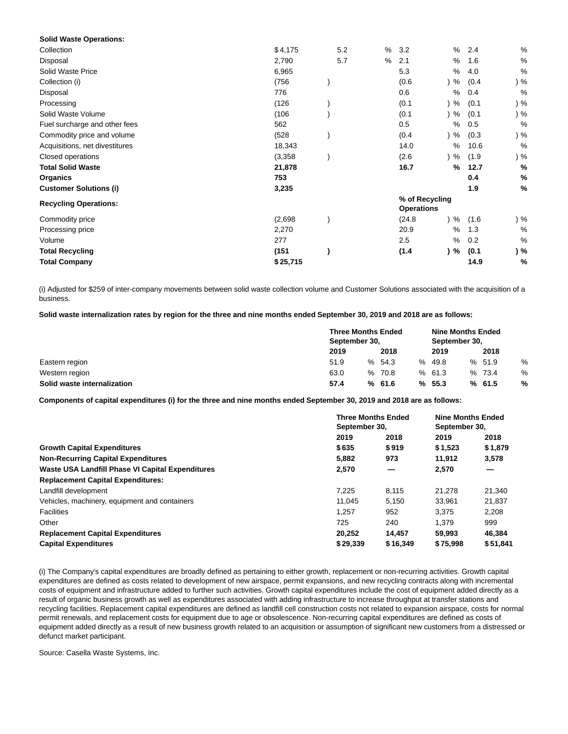| | | | | |
|---|---|---|---|---|
| **Solid Waste Operations:** | | | | |
| Collection | $4,175 | 5.2 % | 3.2 % | 2.4 % |
| Disposal | 2,790 | 5.7 % | 2.1 % | 1.6 % |
| Solid Waste Price | 6,965 | | 5.3 % | 4.0 % |
| Collection (i) | (756 ) | | (0.6 )% | (0.4 )% |
| Disposal | 776 | | 0.6 % | 0.4 % |
| Processing | (126 ) | | (0.1 )% | (0.1 )% |
| Solid Waste Volume | (106 ) | | (0.1 )% | (0.1 )% |
| Fuel surcharge and other fees | 562 | | 0.5 % | 0.5 % |
| Commodity price and volume | (528 ) | | (0.4 )% | (0.3 )% |
| Acquisitions, net divestitures | 18,343 | | 14.0 % | 10.6 % |
| Closed operations | (3,358 ) | | (2.6 )% | (1.9 )% |
| **Total Solid Waste** | **21,878** | | **16.7 %** | **12.7 %** |
| **Organics** | **753** | | | **0.4 %** |
| **Customer Solutions (i)** | **3,235** | | | **1.9 %** |
| **Recycling Operations:** | | | **% of Recycling Operations** | |
| Commodity price | (2,698 ) | | (24.8 )% | (1.6 )% |
| Processing price | 2,270 | | 20.9 % | 1.3 % |
| Volume | 277 | | 2.5 % | 0.2 % |
| **Total Recycling** | **(151 )** | | **(1.4 )%** | **(0.1 )%** |
| **Total Company** | **$25,715** | | | **14.9 %** |

(i) Adjusted for $259 of inter-company movements between solid waste collection volume and Customer Solutions associated with the acquisition of a business.

**Solid waste internalization rates by region for the three and nine months ended September 30, 2019 and 2018 are as follows:**

| | Three Months Ended September 30, | | Nine Months Ended September 30, | |
|---|---|---|---|---|
| | 2019 | 2018 | 2019 | 2018 |
| Eastern region | 51.9 % | 54.3 % | 49.8 % | 51.9 % |
| Western region | 63.0 % | 70.8 % | 61.3 % | 73.4 % |
| **Solid waste internalization** | **57.4 %** | **61.6 %** | **55.3 %** | **61.5 %** |

**Components of capital expenditures (i) for the three and nine months ended September 30, 2019 and 2018 are as follows:**

| | Three Months Ended September 30, | | Nine Months Ended September 30, | |
|---|---|---|---|---|
| | 2019 | 2018 | 2019 | 2018 |
| **Growth Capital Expenditures** | **$635** | **$919** | **$1,523** | **$1,879** |
| **Non-Recurring Capital Expenditures** | **5,882** | **973** | **11,912** | **3,578** |
| **Waste USA Landfill Phase VI Capital Expenditures** | **2,570** | **—** | **2,570** | **—** |
| **Replacement Capital Expenditures:** | | | | |
| Landfill development | 7,225 | 8,115 | 21,278 | 21,340 |
| Vehicles, machinery, equipment and containers | 11,045 | 5,150 | 33,961 | 21,837 |
| Facilities | 1,257 | 952 | 3,375 | 2,208 |
| Other | 725 | 240 | 1,379 | 999 |
| **Replacement Capital Expenditures** | **20,252** | **14,457** | **59,993** | **46,384** |
| **Capital Expenditures** | **$29,339** | **$16,349** | **$75,998** | **$51,841** |

(i) The Company's capital expenditures are broadly defined as pertaining to either growth, replacement or non-recurring activities. Growth capital expenditures are defined as costs related to development of new airspace, permit expansions, and new recycling contracts along with incremental costs of equipment and infrastructure added to further such activities. Growth capital expenditures include the cost of equipment added directly as a result of organic business growth as well as expenditures associated with adding infrastructure to increase throughput at transfer stations and recycling facilities. Replacement capital expenditures are defined as landfill cell construction costs not related to expansion airspace, costs for normal permit renewals, and replacement costs for equipment due to age or obsolescence. Non-recurring capital expenditures are defined as costs of equipment added directly as a result of new business growth related to an acquisition or assumption of significant new customers from a distressed or defunct market participant.

Source: Casella Waste Systems, Inc.